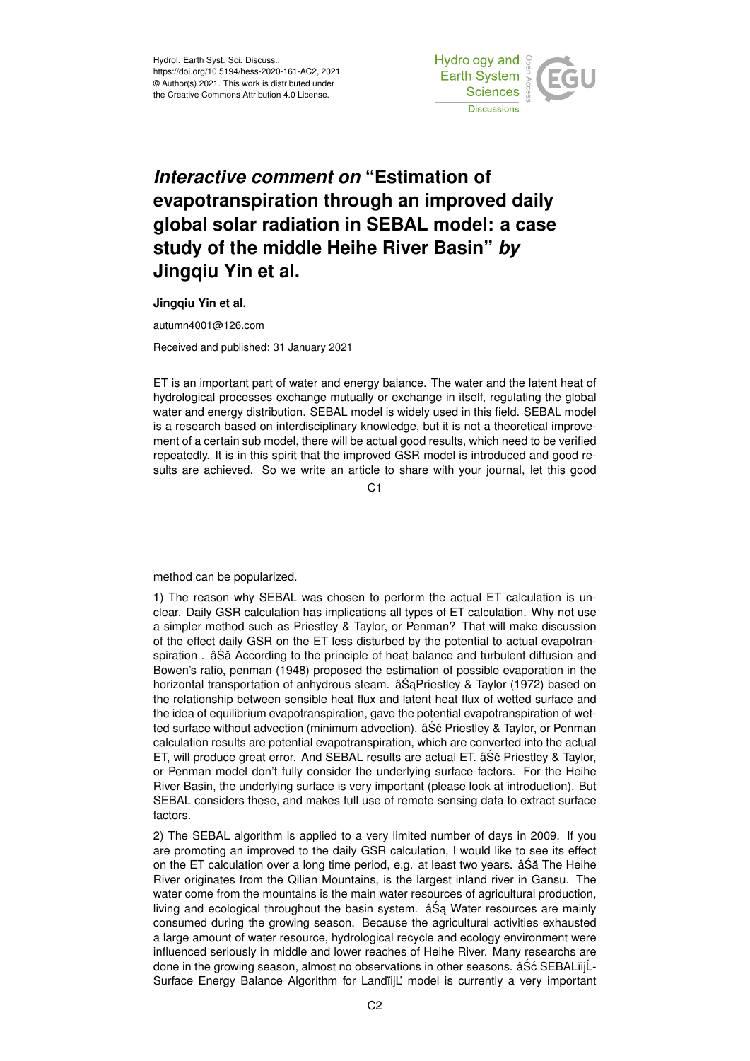Hydrol. Earth Syst. Sci. Discuss.,
https://doi.org/10.5194/hess-2020-161-AC2, 2021
© Author(s) 2021. This work is distributed under
the Creative Commons Attribution 4.0 License.

# *Interactive comment on* "Estimation of evapotranspiration through an improved daily global solar radiation in SEBAL model: a case study of the middle Heihe River Basin" *by* Jingqiu Yin et al.

**Jingqiu Yin et al.**

autumn4001@126.com

Received and published: 31 January 2021

ET is an important part of water and energy balance. The water and the latent heat of hydrological processes exchange mutually or exchange in itself, regulating the global water and energy distribution. SEBAL model is widely used in this field. SEBAL model is a research based on interdisciplinary knowledge, but it is not a theoretical improvement of a certain sub model, there will be actual good results, which need to be verified repeatedly. It is in this spirit that the improved GSR model is introduced and good results are achieved. So we write an article to share with your journal, let this good method can be popularized.

1) The reason why SEBAL was chosen to perform the actual ET calculation is unclear. Daily GSR calculation has implications all types of ET calculation. Why not use a simpler method such as Priestley & Taylor, or Penman? That will make discussion of the effect daily GSR on the ET less disturbed by the potential to actual evapotranspiration . âŚă According to the principle of heat balance and turbulent diffusion and Bowen's ratio, penman (1948) proposed the estimation of possible evaporation in the horizontal transportation of anhydrous steam. âŚąPriestley & Taylor (1972) based on the relationship between sensible heat flux and latent heat flux of wetted surface and the idea of equilibrium evapotranspiration, gave the potential evapotranspiration of wetted surface without advection (minimum advection). âŚć Priestley & Taylor, or Penman calculation results are potential evapotranspiration, which are converted into the actual ET, will produce great error. And SEBAL results are actual ET. âŚč Priestley & Taylor, or Penman model don't fully consider the underlying surface factors. For the Heihe River Basin, the underlying surface is very important (please look at introduction). But SEBAL considers these, and makes full use of remote sensing data to extract surface factors.

2) The SEBAL algorithm is applied to a very limited number of days in 2009. If you are promoting an improved to the daily GSR calculation, I would like to see its effect on the ET calculation over a long time period, e.g. at least two years. âŚă The Heihe River originates from the Qilian Mountains, is the largest inland river in Gansu. The water come from the mountains is the main water resources of agricultural production, living and ecological throughout the basin system. âŚą Water resources are mainly consumed during the growing season. Because the agricultural activities exhausted a large amount of water resource, hydrological recycle and ecology environment were influenced seriously in middle and lower reaches of Heihe River. Many researchs are done in the growing season, almost no observations in other seasons. âŚć SEBALïijĹ-Surface Energy Balance Algorithm for LandïijĽ model is currently a very important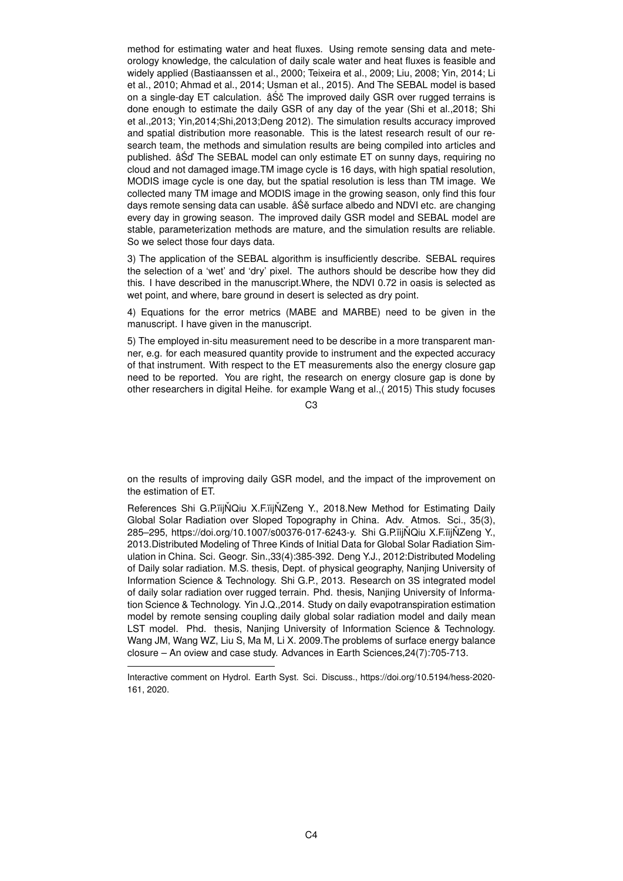method for estimating water and heat fluxes. Using remote sensing data and meteorology knowledge, the calculation of daily scale water and heat fluxes is feasible and widely applied (Bastiaanssen et al., 2000; Teixeira et al., 2009; Liu, 2008; Yin, 2014; Li et al., 2010; Ahmad et al., 2014; Usman et al., 2015). And The SEBAL model is based on a single-day ET calculation. âŚč The improved daily GSR over rugged terrains is done enough to estimate the daily GSR of any day of the year (Shi et al.,2018; Shi et al.,2013; Yin,2014;Shi,2013;Deng 2012). The simulation results accuracy improved and spatial distribution more reasonable. This is the latest research result of our research team, the methods and simulation results are being compiled into articles and published. âŚď The SEBAL model can only estimate ET on sunny days, requiring no cloud and not damaged image.TM image cycle is 16 days, with high spatial resolution, MODIS image cycle is one day, but the spatial resolution is less than TM image. We collected many TM image and MODIS image in the growing season, only find this four days remote sensing data can usable. âŚě surface albedo and NDVI etc. are changing every day in growing season. The improved daily GSR model and SEBAL model are stable, parameterization methods are mature, and the simulation results are reliable. So we select those four days data.

3) The application of the SEBAL algorithm is insufficiently describe. SEBAL requires the selection of a 'wet' and 'dry' pixel. The authors should be describe how they did this. I have described in the manuscript.Where, the NDVI 0.72 in oasis is selected as wet point, and where, bare ground in desert is selected as dry point.

4) Equations for the error metrics (MABE and MARBE) need to be given in the manuscript. I have given in the manuscript.

5) The employed in-situ measurement need to be describe in a more transparent manner, e.g. for each measured quantity provide to instrument and the expected accuracy of that instrument. With respect to the ET measurements also the energy closure gap need to be reported. You are right, the research on energy closure gap is done by other researchers in digital Heihe. for example Wang et al.,( 2015) This study focuses on the results of improving daily GSR model, and the impact of the improvement on the estimation of ET.

References Shi G.P.ïijŇQiu X.F.ïijŇZeng Y., 2018.New Method for Estimating Daily Global Solar Radiation over Sloped Topography in China. Adv. Atmos. Sci., 35(3), 285–295, https://doi.org/10.1007/s00376-017-6243-y. Shi G.P.ïijŇQiu X.F.ïijŇZeng Y., 2013.Distributed Modeling of Three Kinds of Initial Data for Global Solar Radiation Simulation in China. Sci. Geogr. Sin.,33(4):385-392. Deng Y.J., 2012:Distributed Modeling of Daily solar radiation. M.S. thesis, Dept. of physical geography, Nanjing University of Information Science & Technology. Shi G.P., 2013. Research on 3S integrated model of daily solar radiation over rugged terrain. Phd. thesis, Nanjing University of Information Science & Technology. Yin J.Q.,2014. Study on daily evapotranspiration estimation model by remote sensing coupling daily global solar radiation model and daily mean LST model. Phd. thesis, Nanjing University of Information Science & Technology. Wang JM, Wang WZ, Liu S, Ma M, Li X. 2009.The problems of surface energy balance closure – An oview and case study. Advances in Earth Sciences,24(7):705-713.

---

Interactive comment on Hydrol. Earth Syst. Sci. Discuss., https://doi.org/10.5194/hess-2020-161, 2020.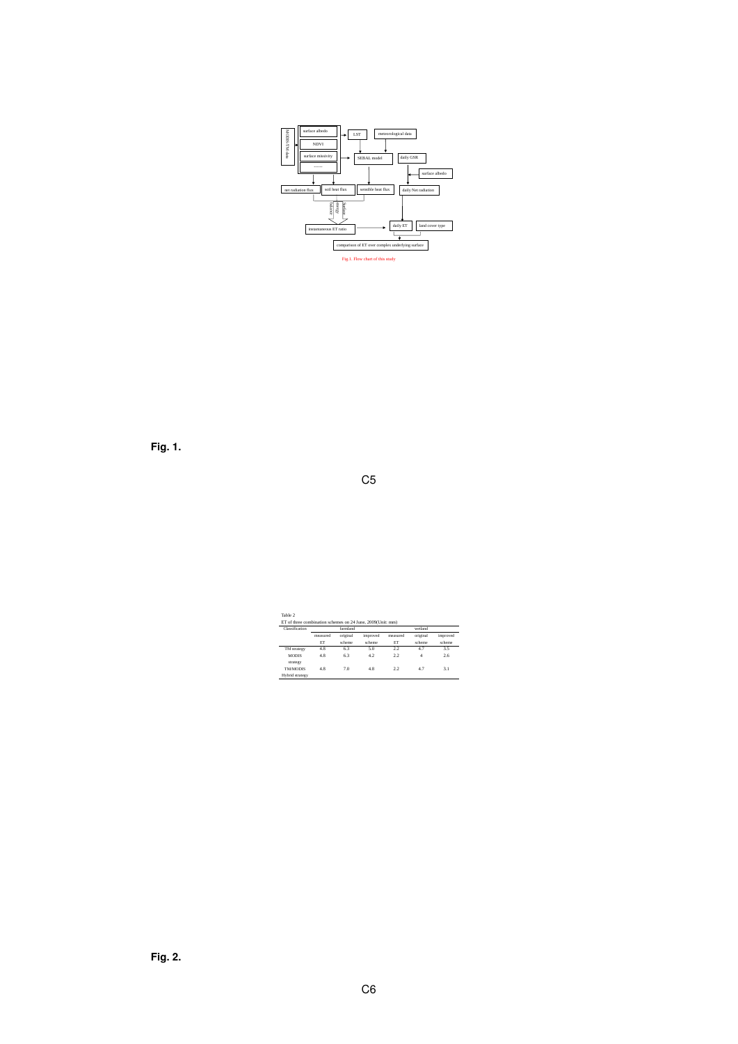surface albedo

NDVI

surface emissivity

……

MODIS/TM data

LST

meteorological data

SEBAL model

daily GSR

surface albedo

net radiation flux

soil heat flux

sensible heat flux

daily Net radiation

instantaneous ET ratio

daily ET

land cover type

comparison of ET over complex underlying surface

Fig.1. Flow chart of this study

**Fig. 1.**

Table 2

ET of three combination schemes on 24 June, 2009(Unit: mm)

| Classification | farmland | | | wetland | | |
|---|---|---|---|---|---|---|
| | measured ET | original scheme | improved scheme | measured ET | original scheme | improved scheme |
| TM strategy | 4.8 | 6.3 | 5.0 | 2.2 | 4.7 | 3.5 |
| MODIS strategy | 4.8 | 6.3 | 4.2 | 2.2 | 4 | 2.6 |
| TM/MODIS Hybrid strategy | 4.8 | 7.0 | 4.8 | 2.2 | 4.7 | 3.1 |

**Fig. 2.**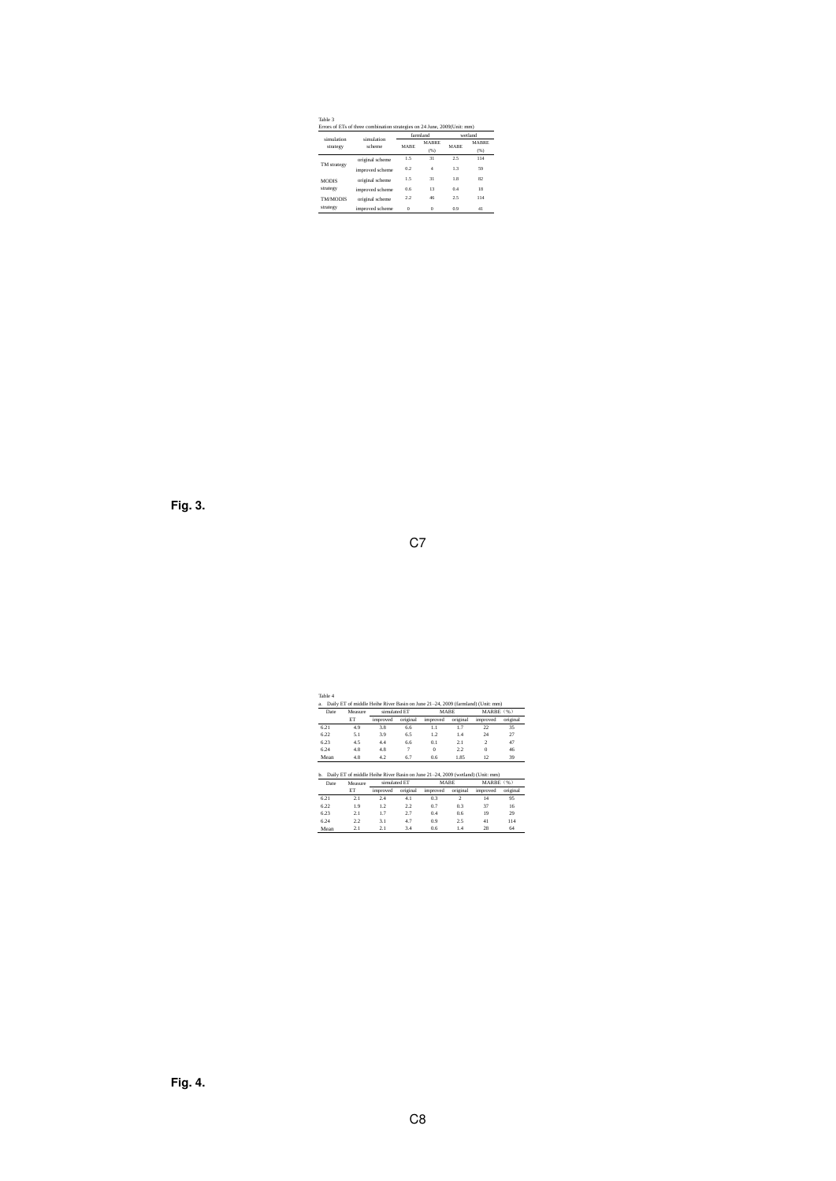Table 3

Errors of ETs of three combination strategies on 24 June, 2009(Unit: mm)

| simulation strategy | simulation scheme | farmland | | wetland | |
|---|---|---|---|---|---|
| | | MABE | MABRE (%) | MABE | MABRE (%) |
| TM strategy | original scheme | 1.5 | 31 | 2.5 | 114 |
| | improved scheme | 0.2 | 4 | 1.3 | 59 |
| MODIS strategy | original scheme | 1.5 | 31 | 1.8 | 82 |
| | improved scheme | 0.6 | 13 | 0.4 | 18 |
| TM/MODIS strategy | original scheme | 2.2 | 46 | 2.5 | 114 |
| | improved scheme | 0 | 0 | 0.9 | 41 |

**Fig. 3.**

Table 4

a. Daily ET of middle Heihe River Basin on June 21–24, 2009 (farmland) (Unit: mm)

| Date | Measure ET | simulated ET | | MABE | | MARBE（%） | |
|---|---|---|---|---|---|---|---|
| | | improved | original | improved | original | improved | original |
| 6.21 | 4.9 | 3.8 | 6.6 | 1.1 | 1.7 | 22 | 35 |
| 6.22 | 5.1 | 3.9 | 6.5 | 1.2 | 1.4 | 24 | 27 |
| 6.23 | 4.5 | 4.4 | 6.6 | 0.1 | 2.1 | 2 | 47 |
| 6.24 | 4.8 | 4.8 | 7 | 0 | 2.2 | 0 | 46 |
| Mean | 4.8 | 4.2 | 6.7 | 0.6 | 1.85 | 12 | 39 |

b. Daily ET of middle Heihe River Basin on June 21–24, 2009 (wetland) (Unit: mm)

| Date | Measure ET | simulated ET | | MABE | | MARBE（%） | |
|---|---|---|---|---|---|---|---|
| | | improved | original | improved | original | improved | original |
| 6.21 | 2.1 | 2.4 | 4.1 | 0.3 | 2 | 14 | 95 |
| 6.22 | 1.9 | 1.2 | 2.2 | 0.7 | 0.3 | 37 | 16 |
| 6.23 | 2.1 | 1.7 | 2.7 | 0.4 | 0.6 | 19 | 29 |
| 6.24 | 2.2 | 3.1 | 4.7 | 0.9 | 2.5 | 41 | 114 |
| Mean | 2.1 | 2.1 | 3.4 | 0.6 | 1.4 | 28 | 64 |

**Fig. 4.**